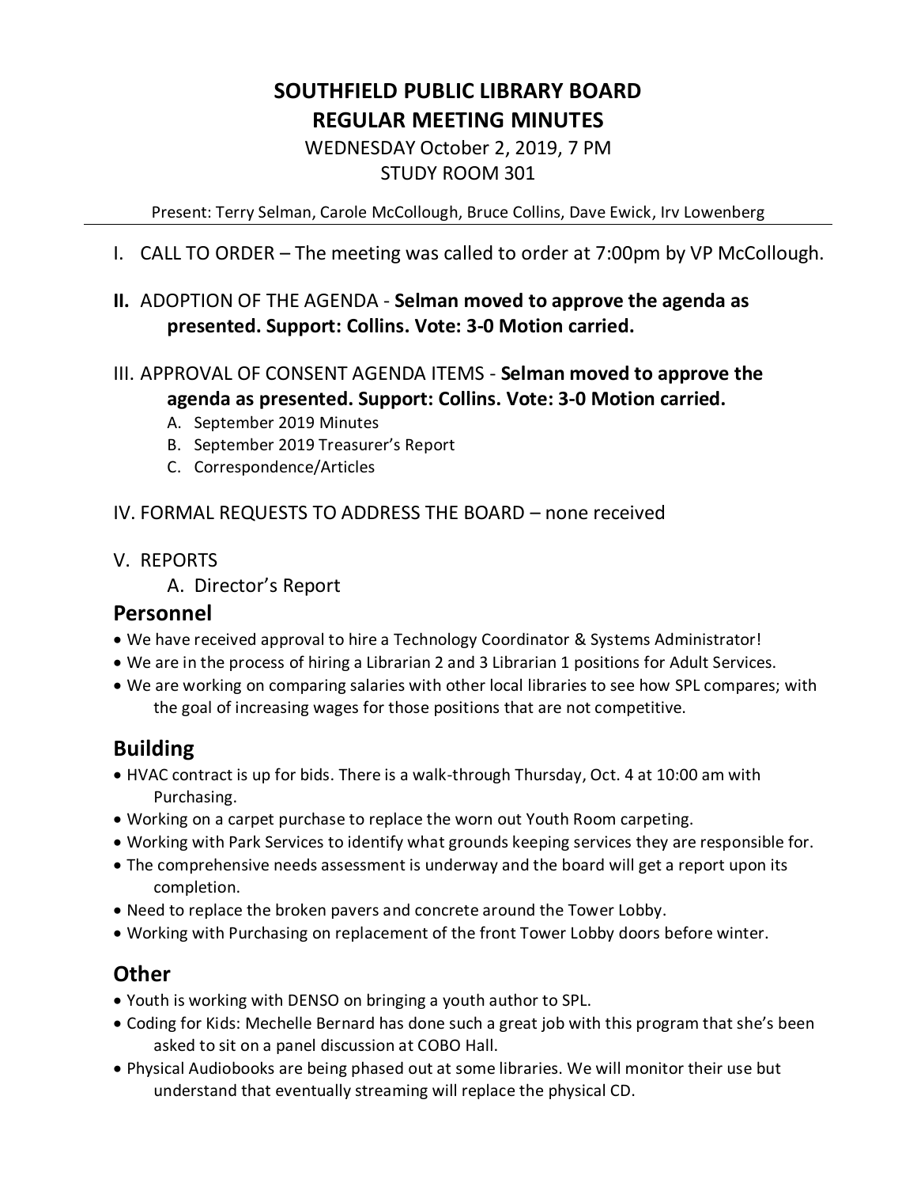# SOUTHFIELD PUBLIC LIBRARY BOARD
# REGULAR MEETING MINUTES

WEDNESDAY October 2, 2019, 7 PM
STUDY ROOM 301

Present: Terry Selman, Carole McCollough, Bruce Collins, Dave Ewick, Irv Lowenberg

I. CALL TO ORDER – The meeting was called to order at 7:00pm by VP McCollough.

**II.** ADOPTION OF THE AGENDA - **Selman moved to approve the agenda as presented. Support: Collins. Vote: 3-0 Motion carried.**

III. APPROVAL OF CONSENT AGENDA ITEMS - **Selman moved to approve the agenda as presented. Support: Collins. Vote: 3-0 Motion carried.**

A. September 2019 Minutes
B. September 2019 Treasurer's Report
C. Correspondence/Articles

IV. FORMAL REQUESTS TO ADDRESS THE BOARD – none received

V. REPORTS

A. Director's Report

## Personnel

- We have received approval to hire a Technology Coordinator & Systems Administrator!
- We are in the process of hiring a Librarian 2 and 3 Librarian 1 positions for Adult Services.
- We are working on comparing salaries with other local libraries to see how SPL compares; with the goal of increasing wages for those positions that are not competitive.

## Building

- HVAC contract is up for bids. There is a walk-through Thursday, Oct. 4 at 10:00 am with Purchasing.
- Working on a carpet purchase to replace the worn out Youth Room carpeting.
- Working with Park Services to identify what grounds keeping services they are responsible for.
- The comprehensive needs assessment is underway and the board will get a report upon its completion.
- Need to replace the broken pavers and concrete around the Tower Lobby.
- Working with Purchasing on replacement of the front Tower Lobby doors before winter.

## Other

- Youth is working with DENSO on bringing a youth author to SPL.
- Coding for Kids: Mechelle Bernard has done such a great job with this program that she's been asked to sit on a panel discussion at COBO Hall.
- Physical Audiobooks are being phased out at some libraries. We will monitor their use but understand that eventually streaming will replace the physical CD.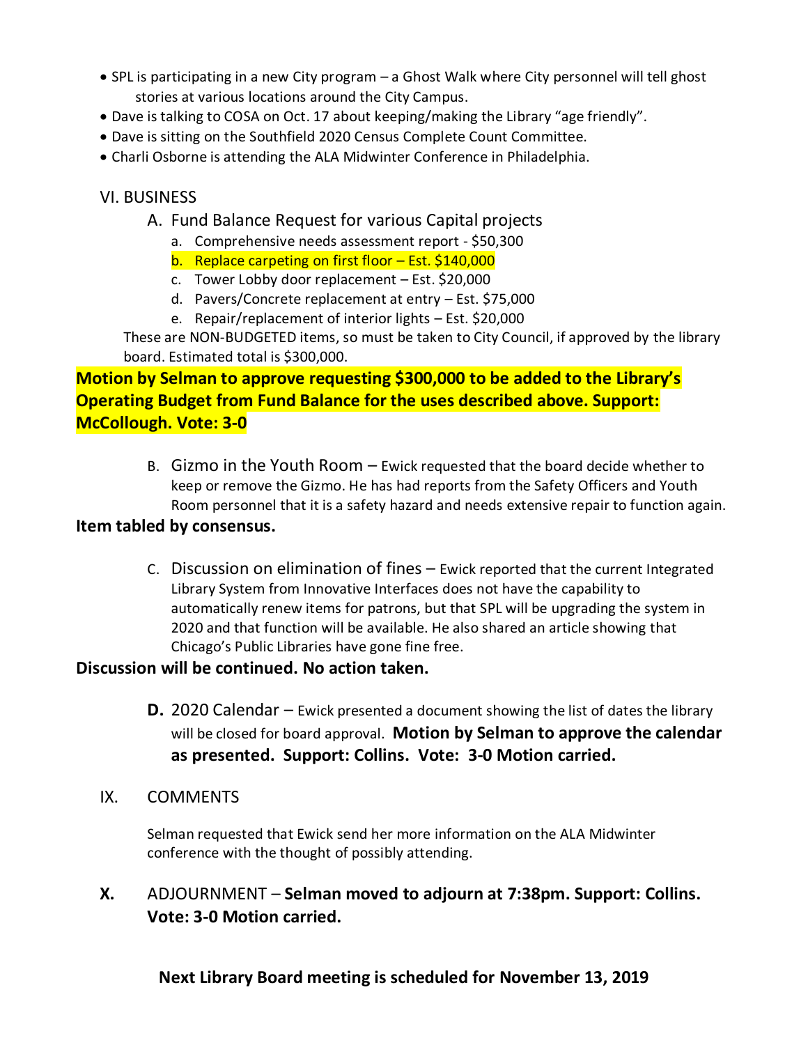- SPL is participating in a new City program – a Ghost Walk where City personnel will tell ghost stories at various locations around the City Campus.
- Dave is talking to COSA on Oct. 17 about keeping/making the Library "age friendly".
- Dave is sitting on the Southfield 2020 Census Complete Count Committee.
- Charli Osborne is attending the ALA Midwinter Conference in Philadelphia.

## VI. BUSINESS

A. Fund Balance Request for various Capital projects

a. Comprehensive needs assessment report - $50,300
b. Replace carpeting on first floor – Est. $140,000
c. Tower Lobby door replacement – Est. $20,000
d. Pavers/Concrete replacement at entry – Est. $75,000
e. Repair/replacement of interior lights – Est. $20,000

These are NON-BUDGETED items, so must be taken to City Council, if approved by the library board. Estimated total is $300,000.

**Motion by Selman to approve requesting $300,000 to be added to the Library's Operating Budget from Fund Balance for the uses described above. Support: McCollough. Vote: 3-0**

B. Gizmo in the Youth Room – Ewick requested that the board decide whether to keep or remove the Gizmo. He has had reports from the Safety Officers and Youth Room personnel that it is a safety hazard and needs extensive repair to function again.

**Item tabled by consensus.**

C. Discussion on elimination of fines – Ewick reported that the current Integrated Library System from Innovative Interfaces does not have the capability to automatically renew items for patrons, but that SPL will be upgrading the system in 2020 and that function will be available. He also shared an article showing that Chicago's Public Libraries have gone fine free.

**Discussion will be continued. No action taken.**

**D.** 2020 Calendar – Ewick presented a document showing the list of dates the library will be closed for board approval. **Motion by Selman to approve the calendar as presented. Support: Collins. Vote: 3-0 Motion carried.**

## IX. COMMENTS

Selman requested that Ewick send her more information on the ALA Midwinter conference with the thought of possibly attending.

## X. ADJOURNMENT – **Selman moved to adjourn at 7:38pm. Support: Collins. Vote: 3-0 Motion carried.**

**Next Library Board meeting is scheduled for November 13, 2019**